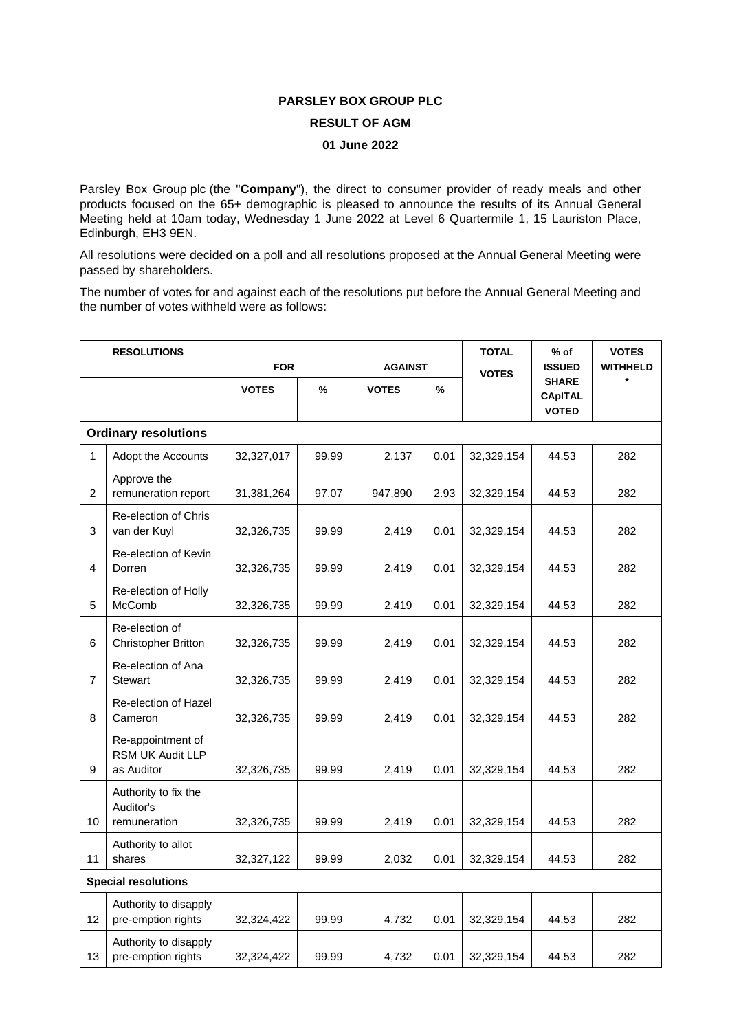# PARSLEY BOX GROUP PLC

## RESULT OF AGM

### 01 June 2022

Parsley Box Group plc (the "**Company**"), the direct to consumer provider of ready meals and other products focused on the 65+ demographic is pleased to announce the results of its Annual General Meeting held at 10am today, Wednesday 1 June 2022 at Level 6 Quartermile 1, 15 Lauriston Place, Edinburgh, EH3 9EN.

All resolutions were decided on a poll and all resolutions proposed at the Annual General Meeting were passed by shareholders.

The number of votes for and against each of the resolutions put before the Annual General Meeting and the number of votes withheld were as follows:

| RESOLUTIONS | | FOR | | AGAINST | | TOTAL VOTES | % of ISSUED SHARE CApITAL VOTED | VOTES WITHHELD * |
|---|---|---|---|---|---|---|---|---|
| | | VOTES | % | VOTES | % | | | |
| **Ordinary resolutions** | | | | | | | | |
| 1 | Adopt the Accounts | 32,327,017 | 99.99 | 2,137 | 0.01 | 32,329,154 | 44.53 | 282 |
| 2 | Approve the remuneration report | 31,381,264 | 97.07 | 947,890 | 2.93 | 32,329,154 | 44.53 | 282 |
| 3 | Re-election of Chris van der Kuyl | 32,326,735 | 99.99 | 2,419 | 0.01 | 32,329,154 | 44.53 | 282 |
| 4 | Re-election of Kevin Dorren | 32,326,735 | 99.99 | 2,419 | 0.01 | 32,329,154 | 44.53 | 282 |
| 5 | Re-election of Holly McComb | 32,326,735 | 99.99 | 2,419 | 0.01 | 32,329,154 | 44.53 | 282 |
| 6 | Re-election of Christopher Britton | 32,326,735 | 99.99 | 2,419 | 0.01 | 32,329,154 | 44.53 | 282 |
| 7 | Re-election of Ana Stewart | 32,326,735 | 99.99 | 2,419 | 0.01 | 32,329,154 | 44.53 | 282 |
| 8 | Re-election of Hazel Cameron | 32,326,735 | 99.99 | 2,419 | 0.01 | 32,329,154 | 44.53 | 282 |
| 9 | Re-appointment of RSM UK Audit LLP as Auditor | 32,326,735 | 99.99 | 2,419 | 0.01 | 32,329,154 | 44.53 | 282 |
| 10 | Authority to fix the Auditor's remuneration | 32,326,735 | 99.99 | 2,419 | 0.01 | 32,329,154 | 44.53 | 282 |
| 11 | Authority to allot shares | 32,327,122 | 99.99 | 2,032 | 0.01 | 32,329,154 | 44.53 | 282 |
| **Special resolutions** | | | | | | | | |
| 12 | Authority to disapply pre-emption rights | 32,324,422 | 99.99 | 4,732 | 0.01 | 32,329,154 | 44.53 | 282 |
| 13 | Authority to disapply pre-emption rights | 32,324,422 | 99.99 | 4,732 | 0.01 | 32,329,154 | 44.53 | 282 |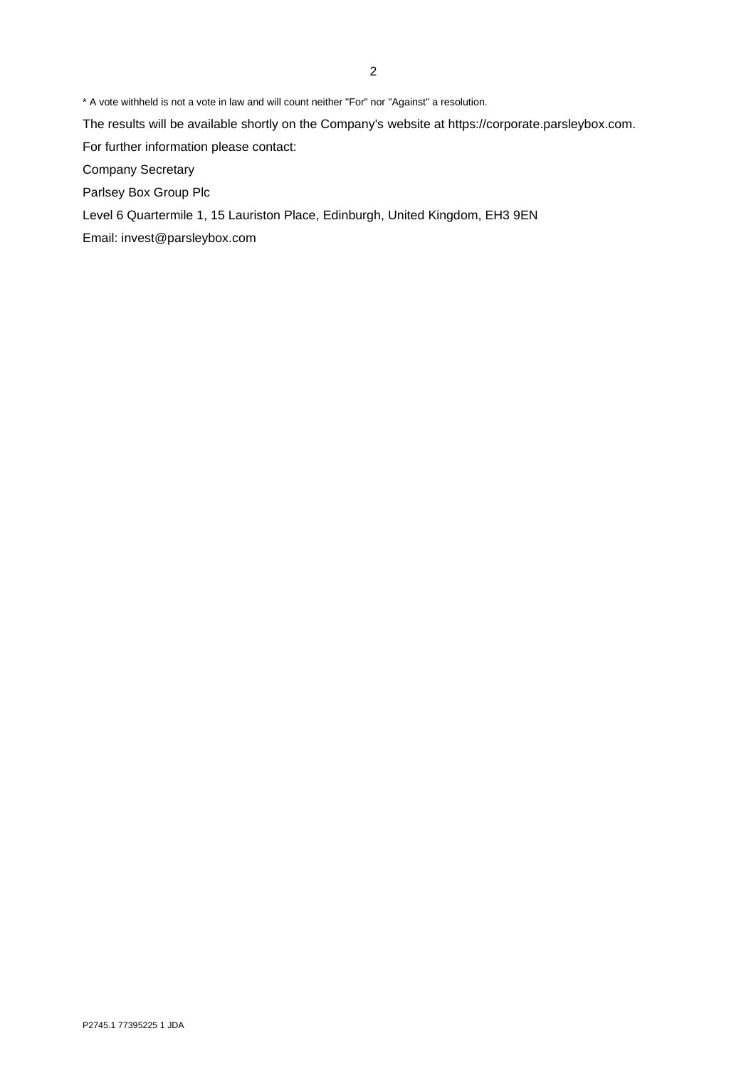* A vote withheld is not a vote in law and will count neither "For" nor "Against" a resolution.

The results will be available shortly on the Company's website at https://corporate.parsleybox.com.

For further information please contact:

Company Secretary

Parlsey Box Group Plc

Level 6 Quartermile 1, 15 Lauriston Place, Edinburgh, United Kingdom, EH3 9EN

Email: invest@parsleybox.com

P2745.1 77395225 1 JDA